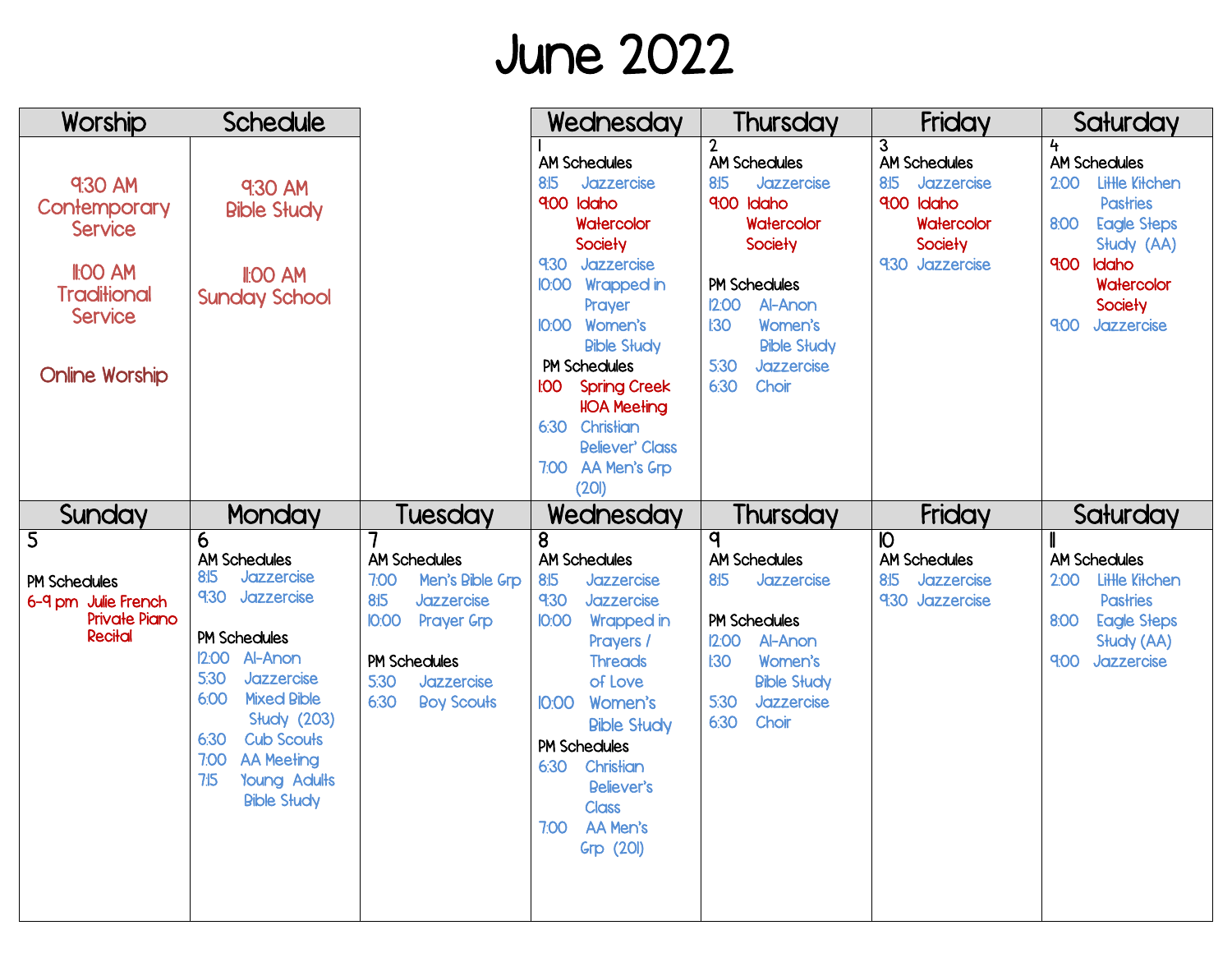# June 2022

| Worship | Schedule | | Wednesday | Thursday | Friday | Saturday |
|---|---|---|---|---|---|---|
| 9:30 AM Contemporary Service<br><br>11:00 AM Traditional Service<br><br>Online Worship | 9:30 AM Bible Study<br><br>11:00 AM Sunday School | | 1<br>AM Schedules<br>8:15 Jazzercise<br>9:00 Idaho Watercolor Society<br>9:30 Jazzercise<br>10:00 Wrapped in Prayer<br>10:00 Women's Bible Study<br>PM Schedules<br>1:00 Spring Creek HOA Meeting<br>6:30 Christian Believer' Class<br>7:00 AA Men's Grp (201) | 2<br>AM Schedules<br>8:15 Jazzercise<br>9:00 Idaho Watercolor Society<br><br>PM Schedules<br>12:00 Al-Anon<br>1:30 Women's Bible Study<br>5:30 Jazzercise<br>6:30 Choir | 3<br>AM Schedules<br>8:15 Jazzercise<br>9:00 Idaho Watercolor Society<br>9:30 Jazzercise | 4<br>AM Schedules<br>2:00 Little Kitchen Pastries<br>8:00 Eagle Steps Study (AA)<br>9:00 Idaho Watercolor Society<br>9:00 Jazzercise |
| **Sunday** | **Monday** | **Tuesday** | **Wednesday** | **Thursday** | **Friday** | **Saturday** |
| 5<br><br>PM Schedules<br>6-9 pm Julie French Private Piano Recital | 6<br>AM Schedules<br>8:15 Jazzercise<br>9:30 Jazzercise<br><br>PM Schedules<br>12:00 Al-Anon<br>5:30 Jazzercise<br>6:00 Mixed Bible Study (203)<br>6:30 Cub Scouts<br>7:00 AA Meeting<br>7:15 Young Adults Bible Study | 7<br>AM Schedules<br>7:00 Men's Bible Grp<br>8:15 Jazzercise<br>10:00 Prayer Grp<br><br>PM Schedules<br>5:30 Jazzercise<br>6:30 Boy Scouts | 8<br>AM Schedules<br>8:15 Jazzercise<br>9:30 Jazzercise<br>10:00 Wrapped in Prayers / Threads of Love<br>10:00 Women's Bible Study<br>PM Schedules<br>6:30 Christian Believer's Class<br>7:00 AA Men's Grp (201) | 9<br>AM Schedules<br>8:15 Jazzercise<br><br>PM Schedules<br>12:00 Al-Anon<br>1:30 Women's Bible Study<br>5:30 Jazzercise<br>6:30 Choir | 10<br>AM Schedules<br>8:15 Jazzercise<br>9:30 Jazzercise | 11<br>AM Schedules<br>2:00 Little Kitchen Pastries<br>8:00 Eagle Steps Study (AA)<br>9:00 Jazzercise |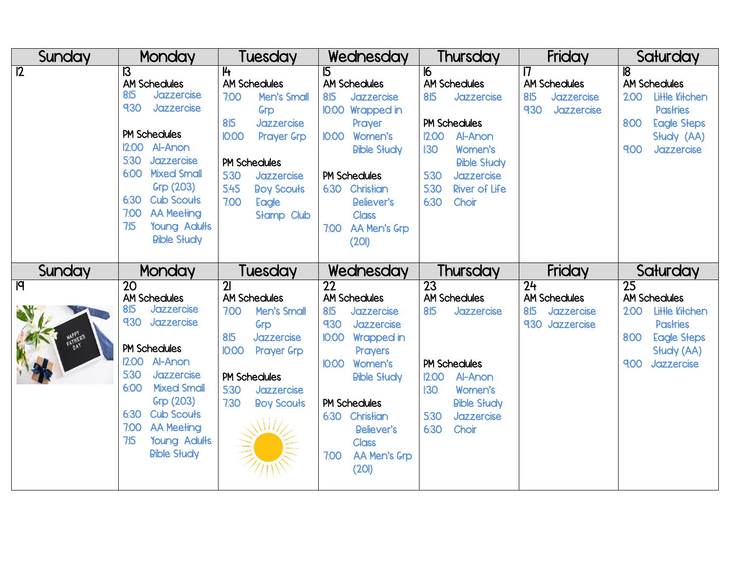| Sunday | Monday | Tuesday | Wednesday | Thursday | Friday | Saturday |
| --- | --- | --- | --- | --- | --- | --- |
| 12 | 13<br>AM Schedules<br>8:15 Jazzercise<br>9:30 Jazzercise<br><br>PM Schedules<br>12:00 Al-Anon<br>5:30 Jazzercise<br>6:00 Mixed Small Grp (203)<br>6:30 Cub Scouts<br>7:00 AA Meeting<br>7:15 Young Adults Bible Study | 14<br>AM Schedules<br>7:00 Men's Small Grp<br>8:15 Jazzercise<br>10:00 Prayer Grp<br><br>PM Schedules<br>5:30 Jazzercise<br>5:45 Boy Scouts<br>7:00 Eagle Stamp Club | 15<br>AM Schedules<br>8:15 Jazzercise<br>10:00 Wrapped in Prayer<br>10:00 Women's Bible Study<br><br>PM Schedules<br>6:30 Christian Believer's Class<br>7:00 AA Men's Grp (201) | 16<br>AM Schedules<br>8:15 Jazzercise<br><br>PM Schedules<br>12:00 Al-Anon<br>1:30 Women's Bible Study<br>5:30 Jazzercise<br>5:30 River of Life<br>6:30 Choir | 17<br>AM Schedules<br>8:15 Jazzercise<br>9:30 Jazzercise | 18<br>AM Schedules<br>2:00 Little Kitchen Pastries<br>8:00 Eagle Steps Study (AA)<br>9:00 Jazzercise |
| 19 | 20<br>AM Schedules<br>8:15 Jazzercise<br>9:30 Jazzercise<br><br>PM Schedules<br>12:00 Al-Anon<br>5:30 Jazzercise<br>6:00 Mixed Small Grp (203)<br>6:30 Cub Scouts<br>7:00 AA Meeting<br>7:15 Young Adults Bible Study | 21<br>AM Schedules<br>7:00 Men's Small Grp<br>8:15 Jazzercise<br>10:00 Prayer Grp<br><br>PM Schedules<br>5:30 Jazzercise<br>7:30 Boy Scouts | 22<br>AM Schedules<br>8:15 Jazzercise<br>9:30 Jazzercise<br>10:00 Wrapped in Prayers<br>10:00 Women's Bible Study<br><br>PM Schedules<br>6:30 Christian Believer's Class<br>7:00 AA Men's Grp (201) | 23<br>AM Schedules<br>8:15 Jazzercise<br><br>PM Schedules<br>12:00 Al-Anon<br>1:30 Women's Bible Study<br>5:30 Jazzercise<br>6:30 Choir | 24<br>AM Schedules<br>8:15 Jazzercise<br>9:30 Jazzercise | 25<br>AM Schedules<br>2:00 Little Kitchen Pastries<br>8:00 Eagle Steps Study (AA)<br>9:00 Jazzercise |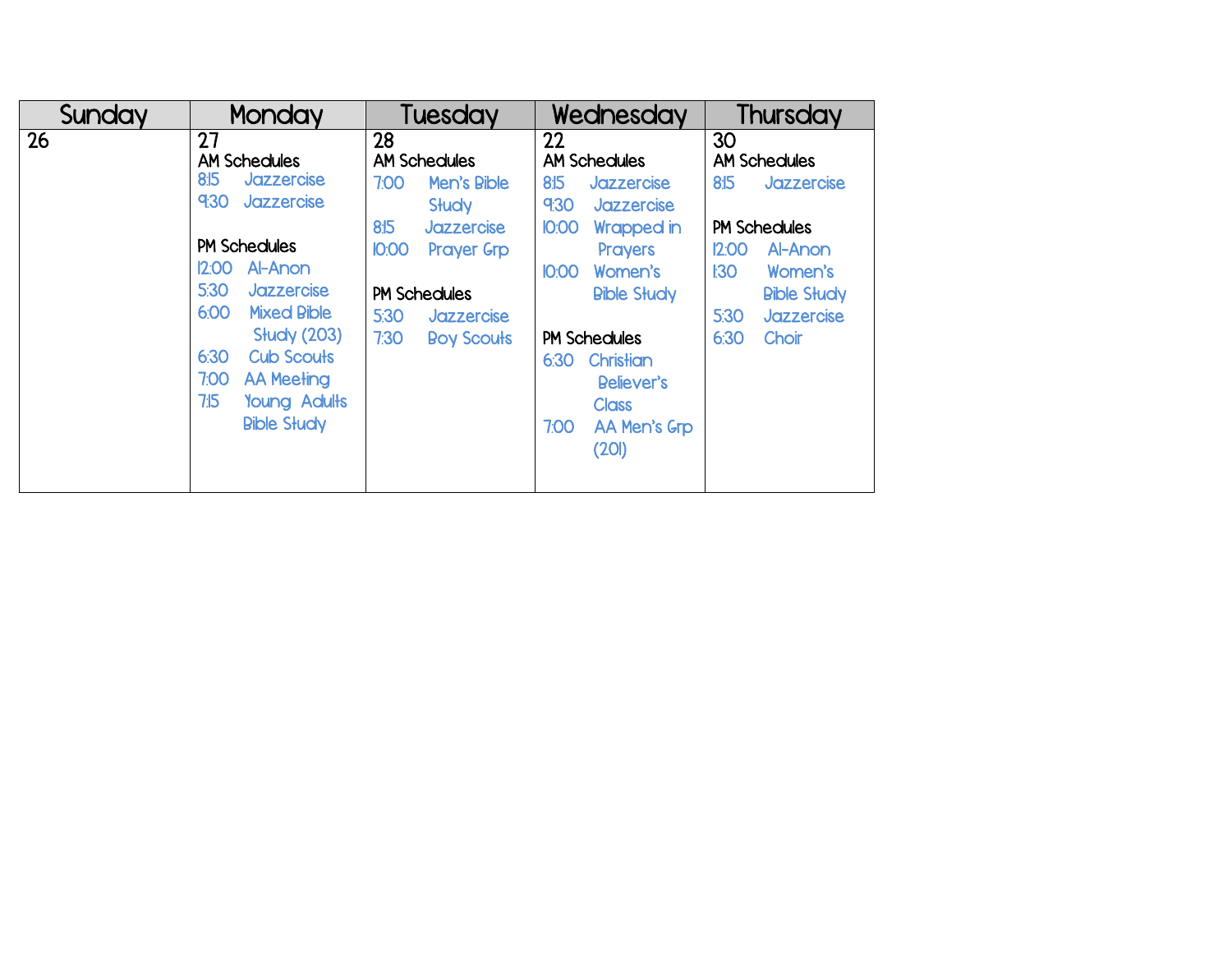| Sunday | Monday | Tuesday | Wednesday | Thursday |
|---|---|---|---|---|
| 26 | 27<br>AM Schedules<br>8:15 Jazzercise<br>9:30 Jazzercise<br><br>PM Schedules<br>12:00 Al-Anon<br>5:30 Jazzercise<br>6:00 Mixed Bible Study (203)<br>6:30 Cub Scouts<br>7:00 AA Meeting<br>7:15 Young Adults Bible Study | 28<br>AM Schedules<br>7:00 Men's Bible Study<br>8:15 Jazzercise<br>10:00 Prayer Grp<br><br>PM Schedules<br>5:30 Jazzercise<br>7:30 Boy Scouts | 22<br>AM Schedules<br>8:15 Jazzercise<br>9:30 Jazzercise<br>10:00 Wrapped in Prayers<br>10:00 Women's Bible Study<br><br>PM Schedules<br>6:30 Christian Believer's Class<br>7:00 AA Men's Grp (201) | 30<br>AM Schedules<br>8:15 Jazzercise<br><br>PM Schedules<br>12:00 Al-Anon<br>1:30 Women's Bible Study<br>5:30 Jazzercise<br>6:30 Choir |